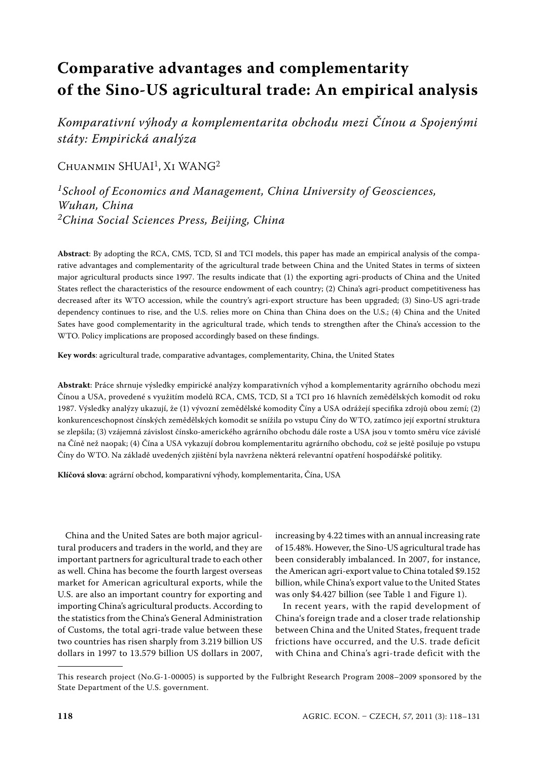# Comparative advantages and complementarity of the Sino-US agricultural trade: An empirical analysis

*Komparativní výhody a komplementarita obchodu mezi Čínou a Spojenými státy: Empirická analýza*

Chuanmin SHUAI[1], Xi WANG[2]

*[1]School of Economics and Management, China University of Geosciences, Wuhan, China*
*[2]China Social Sciences Press, Beijing, China*

**Abstract**: By adopting the RCA, CMS, TCD, SI and TCI models, this paper has made an empirical analysis of the comparative advantages and complementarity of the agricultural trade between China and the United States in terms of sixteen major agricultural products since 1997. The results indicate that (1) the exporting agri-products of China and the United States reflect the characteristics of the resource endowment of each country; (2) China's agri-product competitiveness has decreased after its WTO accession, while the country's agri-export structure has been upgraded; (3) Sino-US agri-trade dependency continues to rise, and the U.S. relies more on China than China does on the U.S.; (4) China and the United Sates have good complementarity in the agricultural trade, which tends to strengthen after the China's accession to the WTO. Policy implications are proposed accordingly based on these findings.

**Key words**: agricultural trade, comparative advantages, complementarity, China, the United States

**Abstrakt**: Práce shrnuje výsledky empirické analýzy komparativních výhod a komplementarity agrárního obchodu mezi Čínou a USA, provedené s využitím modelů RCA, CMS, TCD, SI a TCI pro 16 hlavních zemědělských komodit od roku 1987. Výsledky analýzy ukazují, že (1) vývozní zemědělské komodity Číny a USA odrážejí specifika zdrojů obou zemí; (2) konkurenceschopnost čínských zemědělských komodit se snížila po vstupu Číny do WTO, zatímco její exportní struktura se zlepšila; (3) vzájemná závislost čínsko-amerického agrárního obchodu dále roste a USA jsou v tomto směru více závislé na Číně než naopak; (4) Čína a USA vykazují dobrou komplementaritu agrárního obchodu, což se ještě posiluje po vstupu Číny do WTO. Na základě uvedených zjištění byla navržena některá relevantní opatření hospodářské politiky.

**Klíčová slova**: agrární obchod, komparativní výhody, komplementarita, Čína, USA

China and the United Sates are both major agricultural producers and traders in the world, and they are important partners for agricultural trade to each other as well. China has become the fourth largest overseas market for American agricultural exports, while the U.S. are also an important country for exporting and importing China's agricultural products. According to the statistics from the China's General Administration of Customs, the total agri-trade value between these two countries has risen sharply from 3.219 billion US dollars in 1997 to 13.579 billion US dollars in 2007, increasing by 4.22 times with an annual increasing rate of 15.48%. However, the Sino-US agricultural trade has been considerably imbalanced. In 2007, for instance, the American agri-export value to China totaled $9.152 billion, while China's export value to the United States was only $4.427 billion (see Table 1 and Figure 1).

In recent years, with the rapid development of China's foreign trade and a closer trade relationship between China and the United States, frequent trade frictions have occurred, and the U.S. trade deficit with China and China's agri-trade deficit with the

---

This research project (No.G-1-00005) is supported by the Fulbright Research Program 2008–2009 sponsored by the State Department of the U.S. government.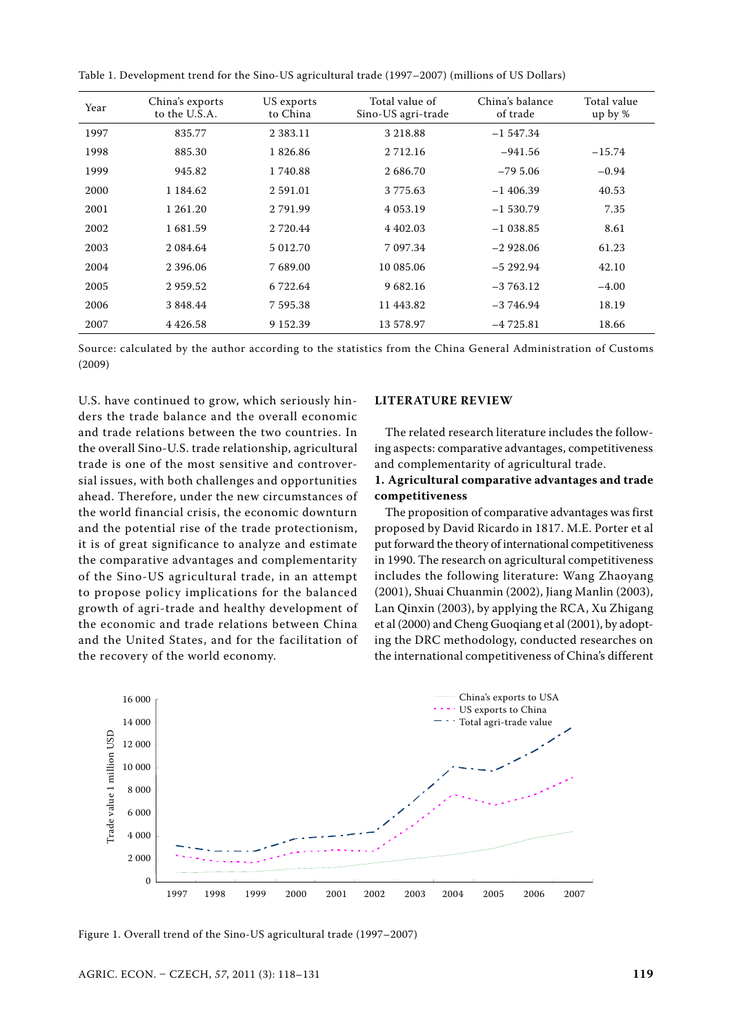Table 1. Development trend for the Sino-US agricultural trade (1997–2007) (millions of US Dollars)

| Year | China's exports to the U.S.A. | US exports to China | Total value of Sino-US agri-trade | China's balance of trade | Total value up by % |
|---|---|---|---|---|---|
| 1997 | 835.77 | 2 383.11 | 3 218.88 | –1 547.34 | |
| 1998 | 885.30 | 1 826.86 | 2 712.16 | –941.56 | –15.74 |
| 1999 | 945.82 | 1 740.88 | 2 686.70 | –79 5.06 | –0.94 |
| 2000 | 1 184.62 | 2 591.01 | 3 775.63 | –1 406.39 | 40.53 |
| 2001 | 1 261.20 | 2 791.99 | 4 053.19 | –1 530.79 | 7.35 |
| 2002 | 1 681.59 | 2 720.44 | 4 402.03 | –1 038.85 | 8.61 |
| 2003 | 2 084.64 | 5 012.70 | 7 097.34 | –2 928.06 | 61.23 |
| 2004 | 2 396.06 | 7 689.00 | 10 085.06 | –5 292.94 | 42.10 |
| 2005 | 2 959.52 | 6 722.64 | 9 682.16 | –3 763.12 | –4.00 |
| 2006 | 3 848.44 | 7 595.38 | 11 443.82 | –3 746.94 | 18.19 |
| 2007 | 4 426.58 | 9 152.39 | 13 578.97 | –4 725.81 | 18.66 |

Source: calculated by the author according to the statistics from the China General Administration of Customs (2009)

U.S. have continued to grow, which seriously hinders the trade balance and the overall economic and trade relations between the two countries. In the overall Sino-U.S. trade relationship, agricultural trade is one of the most sensitive and controversial issues, with both challenges and opportunities ahead. Therefore, under the new circumstances of the world financial crisis, the economic downturn and the potential rise of the trade protectionism, it is of great significance to analyze and estimate the comparative advantages and complementarity of the Sino-US agricultural trade, in an attempt to propose policy implications for the balanced growth of agri-trade and healthy development of the economic and trade relations between China and the United States, and for the facilitation of the recovery of the world economy.

## LITERATURE REVIEW

The related research literature includes the following aspects: comparative advantages, competitiveness and complementarity of agricultural trade.

### 1. Agricultural comparative advantages and trade competitiveness

The proposition of comparative advantages was first proposed by David Ricardo in 1817. M.E. Porter et al put forward the theory of international competitiveness in 1990. The research on agricultural competitiveness includes the following literature: Wang Zhaoyang (2001), Shuai Chuanmin (2002), Jiang Manlin (2003), Lan Qinxin (2003), by applying the RCA, Xu Zhigang et al (2000) and Cheng Guoqiang et al (2001), by adopting the DRC methodology, conducted researches on the international competitiveness of China's different

Figure 1. Overall trend of the Sino-US agricultural trade (1997–2007)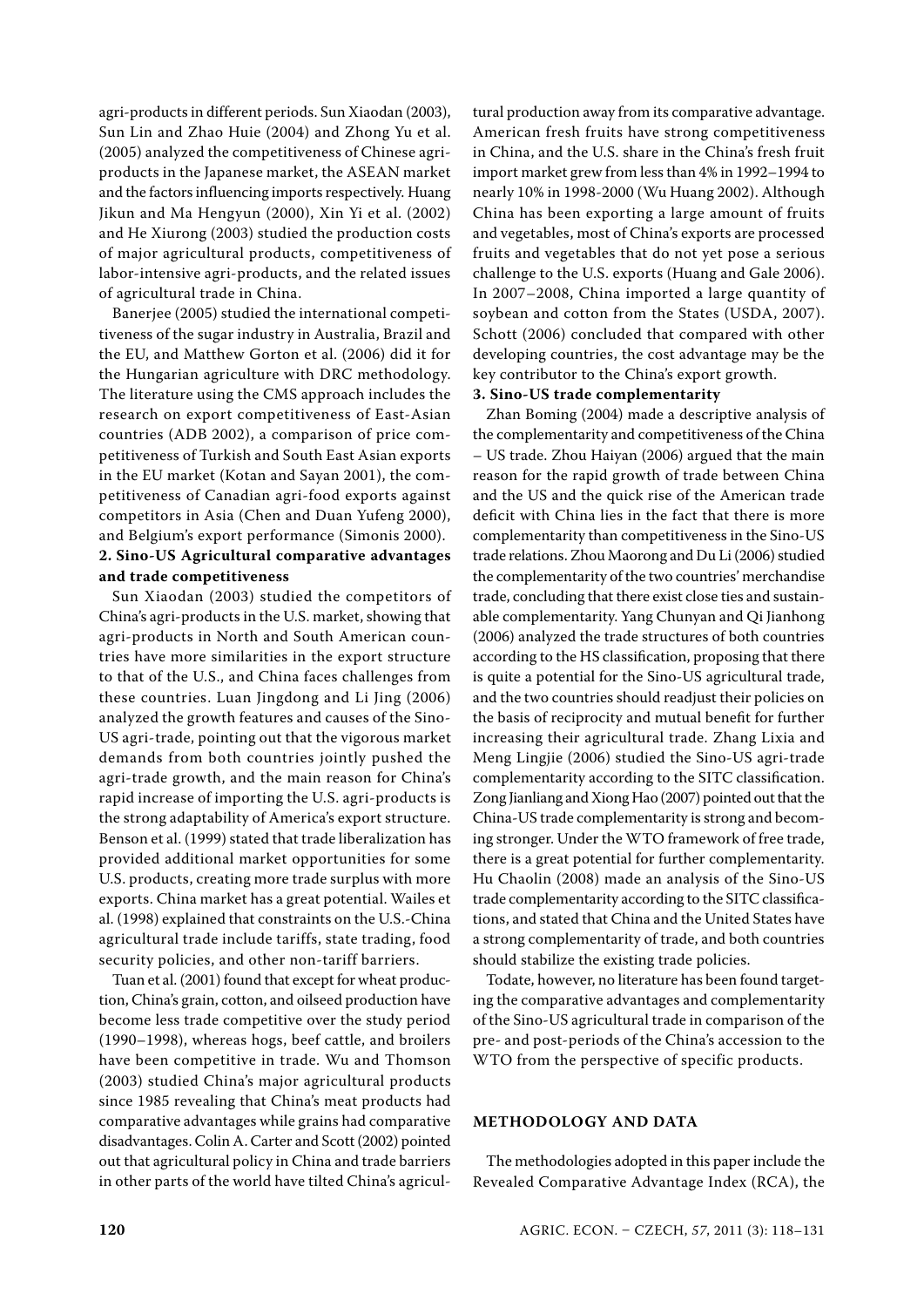agri-products in different periods. Sun Xiaodan (2003), Sun Lin and Zhao Huie (2004) and Zhong Yu et al. (2005) analyzed the competitiveness of Chinese agri-products in the Japanese market, the ASEAN market and the factors influencing imports respectively. Huang Jikun and Ma Hengyun (2000), Xin Yi et al. (2002) and He Xiurong (2003) studied the production costs of major agricultural products, competitiveness of labor-intensive agri-products, and the related issues of agricultural trade in China.

Banerjee (2005) studied the international competitiveness of the sugar industry in Australia, Brazil and the EU, and Matthew Gorton et al. (2006) did it for the Hungarian agriculture with DRC methodology. The literature using the CMS approach includes the research on export competitiveness of East-Asian countries (ADB 2002), a comparison of price competitiveness of Turkish and South East Asian exports in the EU market (Kotan and Sayan 2001), the competitiveness of Canadian agri-food exports against competitors in Asia (Chen and Duan Yufeng 2000), and Belgium's export performance (Simonis 2000).

**2. Sino-US Agricultural comparative advantages and trade competitiveness**

Sun Xiaodan (2003) studied the competitors of China's agri-products in the U.S. market, showing that agri-products in North and South American countries have more similarities in the export structure to that of the U.S., and China faces challenges from these countries. Luan Jingdong and Li Jing (2006) analyzed the growth features and causes of the Sino-US agri-trade, pointing out that the vigorous market demands from both countries jointly pushed the agri-trade growth, and the main reason for China's rapid increase of importing the U.S. agri-products is the strong adaptability of America's export structure. Benson et al. (1999) stated that trade liberalization has provided additional market opportunities for some U.S. products, creating more trade surplus with more exports. China market has a great potential. Wailes et al. (1998) explained that constraints on the U.S.-China agricultural trade include tariffs, state trading, food security policies, and other non-tariff barriers.

Tuan et al. (2001) found that except for wheat production, China's grain, cotton, and oilseed production have become less trade competitive over the study period (1990–1998), whereas hogs, beef cattle, and broilers have been competitive in trade. Wu and Thomson (2003) studied China's major agricultural products since 1985 revealing that China's meat products had comparative advantages while grains had comparative disadvantages. Colin A. Carter and Scott (2002) pointed out that agricultural policy in China and trade barriers in other parts of the world have tilted China's agricultural production away from its comparative advantage. American fresh fruits have strong competitiveness in China, and the U.S. share in the China's fresh fruit import market grew from less than 4% in 1992–1994 to nearly 10% in 1998-2000 (Wu Huang 2002). Although China has been exporting a large amount of fruits and vegetables, most of China's exports are processed fruits and vegetables that do not yet pose a serious challenge to the U.S. exports (Huang and Gale 2006). In 2007–2008, China imported a large quantity of soybean and cotton from the States (USDA, 2007). Schott (2006) concluded that compared with other developing countries, the cost advantage may be the key contributor to the China's export growth.

**3. Sino-US trade complementarity**

Zhan Boming (2004) made a descriptive analysis of the complementarity and competitiveness of the China – US trade. Zhou Haiyan (2006) argued that the main reason for the rapid growth of trade between China and the US and the quick rise of the American trade deficit with China lies in the fact that there is more complementarity than competitiveness in the Sino-US trade relations. Zhou Maorong and Du Li (2006) studied the complementarity of the two countries' merchandise trade, concluding that there exist close ties and sustainable complementarity. Yang Chunyan and Qi Jianhong (2006) analyzed the trade structures of both countries according to the HS classification, proposing that there is quite a potential for the Sino-US agricultural trade, and the two countries should readjust their policies on the basis of reciprocity and mutual benefit for further increasing their agricultural trade. Zhang Lixia and Meng Lingjie (2006) studied the Sino-US agri-trade complementarity according to the SITC classification. Zong Jianliang and Xiong Hao (2007) pointed out that the China-US trade complementarity is strong and becoming stronger. Under the WTO framework of free trade, there is a great potential for further complementarity. Hu Chaolin (2008) made an analysis of the Sino-US trade complementarity according to the SITC classifications, and stated that China and the United States have a strong complementarity of trade, and both countries should stabilize the existing trade policies.

Todate, however, no literature has been found targeting the comparative advantages and complementarity of the Sino-US agricultural trade in comparison of the pre- and post-periods of the China's accession to the WTO from the perspective of specific products.

## METHODOLOGY AND DATA

The methodologies adopted in this paper include the Revealed Comparative Advantage Index (RCA), the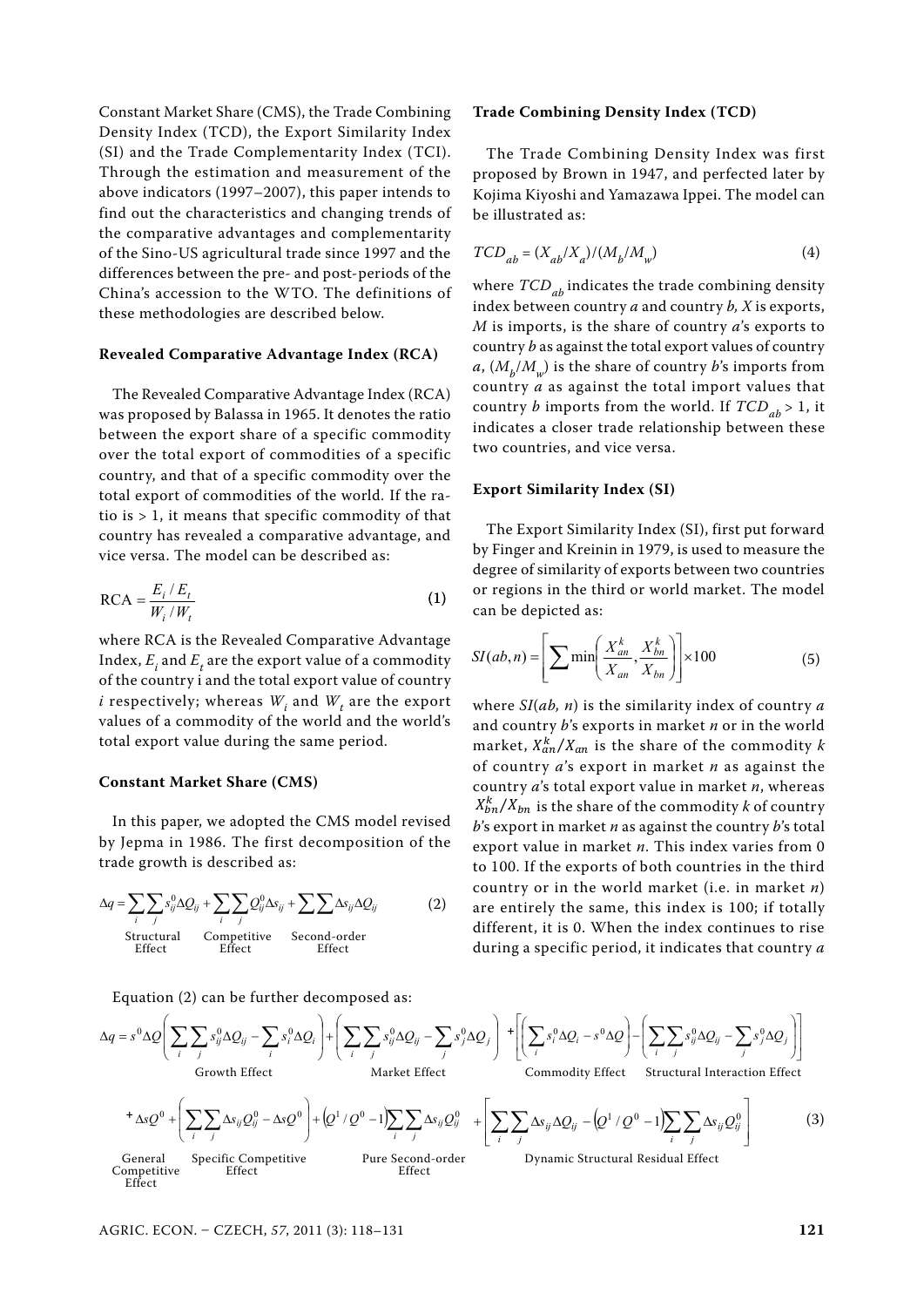Constant Market Share (CMS), the Trade Combining Density Index (TCD), the Export Similarity Index (SI) and the Trade Complementarity Index (TCI). Through the estimation and measurement of the above indicators (1997–2007), this paper intends to find out the characteristics and changing trends of the comparative advantages and complementarity of the Sino-US agricultural trade since 1997 and the differences between the pre- and post-periods of the China's accession to the WTO. The definitions of these methodologies are described below.

**Revealed Comparative Advantage Index (RCA)**

The Revealed Comparative Advantage Index (RCA) was proposed by Balassa in 1965. It denotes the ratio between the export share of a specific commodity over the total export of commodities of a specific country, and that of a specific commodity over the total export of commodities of the world. If the ratio is > 1, it means that specific commodity of that country has revealed a comparative advantage, and vice versa. The model can be described as:

$$\mathrm{RCA} = \frac{E_i / E_t}{W_i / W_t} \tag{1}$$

where RCA is the Revealed Comparative Advantage Index, $E_i$ and $E_t$ are the export value of a commodity of the country i and the total export value of country *i* respectively; whereas $W_i$ and $W_t$ are the export values of a commodity of the world and the world's total export value during the same period.

**Constant Market Share (CMS)**

In this paper, we adopted the CMS model revised by Jepma in 1986. The first decomposition of the trade growth is described as:

$$\Delta q = \underbrace{\sum_i \sum_j s_{ij}^0 \Delta Q_{ij}}_{\text{Structural Effect}} + \underbrace{\sum_i \sum_j Q_{ij}^0 \Delta s_{ij}}_{\text{Competitive Effect}} + \underbrace{\sum \sum \Delta s_{ij} \Delta Q_{ij}}_{\text{Second-order Effect}} \tag{2}$$

Equation (2) can be further decomposed as:

$$\Delta q = \underbrace{s^0 \Delta Q \left( \sum_i \sum_j s_{ij}^0 \Delta Q_{ij} - \sum_i s_i^0 \Delta Q_i \right)}_{\text{Growth Effect}} + \underbrace{\left( \sum_i \sum_j s_{ij}^0 \Delta Q_{ij} - \sum_j s_j^0 \Delta Q_j \right)}_{\text{Market Effect}} + \left[ \underbrace{\left( \sum_i s_i^0 \Delta Q_i - s^0 \Delta Q \right)}_{\text{Commodity Effect}} - \underbrace{\left( \sum_i \sum_j s_{ij}^0 \Delta Q_{ij} - \sum_j s_j^0 \Delta Q_j \right)}_{\text{Structural Interaction Effect}} \right]$$

$$+ \underbrace{\Delta s Q^0}_{\text{General Competitive Effect}} + \underbrace{\left( \sum_i \sum_j \Delta s_{ij} Q_{ij}^0 - \Delta s Q^0 \right)}_{\text{Specific Competitive Effect}} + \underbrace{\left( Q^1 / Q^0 - 1 \right) \sum_i \sum_j \Delta s_{ij} Q_{ij}^0}_{\text{Pure Second-order Effect}} + \underbrace{\left[ \sum_i \sum_j \Delta s_{ij} \Delta Q_{ij} - \left( Q^1 / Q^0 - 1 \right) \sum_i \sum_j \Delta s_{ij} Q_{ij}^0 \right]}_{\text{Dynamic Structural Residual Effect}} \tag{3}$$

**Trade Combining Density Index (TCD)**

The Trade Combining Density Index was first proposed by Brown in 1947, and perfected later by Kojima Kiyoshi and Yamazawa Ippei. The model can be illustrated as:

$$TCD_{ab} = (X_{ab}/X_a)/(M_b/M_w) \tag{4}$$

where $TCD_{ab}$ indicates the trade combining density index between country *a* and country *b, X* is exports, *M* is imports, is the share of country *a*'s exports to country *b* as against the total export values of country *a*, $(M_b/M_w)$ is the share of country *b*'s imports from country *a* as against the total import values that country *b* imports from the world. If $TCD_{ab} > 1$, it indicates a closer trade relationship between these two countries, and vice versa.

**Export Similarity Index (SI)**

The Export Similarity Index (SI), first put forward by Finger and Kreinin in 1979, is used to measure the degree of similarity of exports between two countries or regions in the third or world market. The model can be depicted as:

$$SI(ab, n) = \left[ \sum \min\left( \frac{X_{an}^k}{X_{an}}, \frac{X_{bn}^k}{X_{bn}} \right) \right] \times 100 \tag{5}$$

where *SI*(*ab, n*) is the similarity index of country *a* and country *b*'s exports in market *n* or in the world market, $X_{an}^k/X_{an}$ is the share of the commodity *k* of country *a*'s export in market *n* as against the country *a*'s total export value in market *n*, whereas $X_{bn}^k/X_{bn}$ is the share of the commodity *k* of country *b*'s export in market *n* as against the country *b*'s total export value in market *n*. This index varies from 0 to 100. If the exports of both countries in the third country or in the world market (i.e. in market *n*) are entirely the same, this index is 100; if totally different, it is 0. When the index continues to rise during a specific period, it indicates that country *a*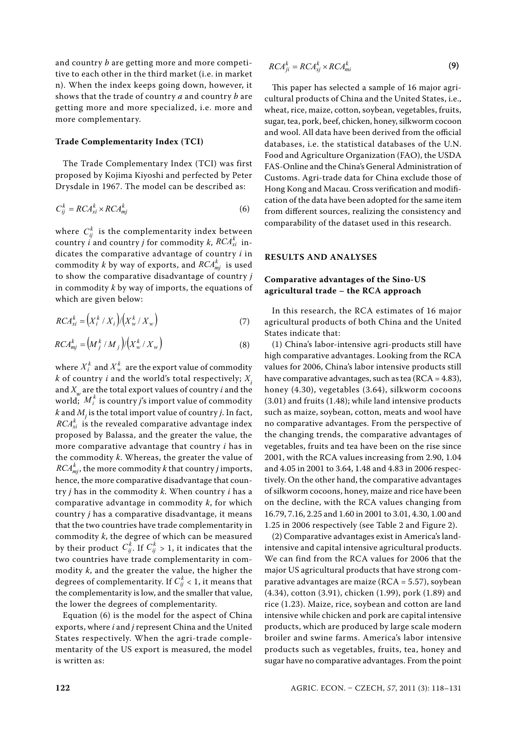and country *b* are getting more and more competitive to each other in the third market (i.e. in market n). When the index keeps going down, however, it shows that the trade of country *a* and country *b* are getting more and more specialized, i.e. more and more complementary.

### Trade Complementarity Index (TCI)

The Trade Complementary Index (TCI) was first proposed by Kojima Kiyoshi and perfected by Peter Drysdale in 1967. The model can be described as:

$$C_{ij}^{k} = RCA_{xi}^{k} \times RCA_{mj}^{k} \tag{6}$$

where $C_{ij}^{k}$ is the complementarity index between country *i* and country *j* for commodity *k*, $RCA_{xi}^{k}$ indicates the comparative advantage of country *i* in commodity *k* by way of exports, and $RCA_{mj}^{k}$ is used to show the comparative disadvantage of country *j* in commodity *k* by way of imports, the equations of which are given below:

$$RCA_{xi}^{k} = \left(X_i^k / X_i\right) / \left(X_w^k / X_w\right) \tag{7}$$

$$RCA_{mj}^{k} = \left(M_j^k / M_j\right) / \left(X_w^k / X_w\right) \tag{8}$$

where $X_i^k$ and $X_w^k$ are the export value of commodity *k* of country *i* and the world's total respectively; $X_i$ and $X_w$ are the total export values of country *i* and the world; $M_i^k$ is country *j*'s import value of commodity *k* and $M_j$ is the total import value of country *j*. In fact, $RCA_{xi}^{k}$ is the revealed comparative advantage index proposed by Balassa, and the greater the value, the more comparative advantage that country *i* has in the commodity *k*. Whereas, the greater the value of $RCA_{mj}^{k}$, the more commodity *k* that country *j* imports, hence, the more comparative disadvantage that country *j* has in the commodity *k*. When country *i* has a comparative advantage in commodity *k*, for which country *j* has a comparative disadvantage, it means that the two countries have trade complementarity in commodity *k*, the degree of which can be measured by their product $C_{ij}^{k}$. If $C_{ij}^{k} > 1$, it indicates that the two countries have trade complementarity in commodity *k*, and the greater the value, the higher the degrees of complementarity. If $C_{ij}^{k} < 1$, it means that the complementarity is low, and the smaller that value, the lower the degrees of complementarity.

Equation (6) is the model for the aspect of China exports, where *i* and *j* represent China and the United States respectively. When the agri-trade complementarity of the US export is measured, the model is written as:

$$RCA_{ji}^{k} = RCA_{xj}^{k} \times RCA_{mi}^{k} \tag{9}$$

This paper has selected a sample of 16 major agricultural products of China and the United States, i.e., wheat, rice, maize, cotton, soybean, vegetables, fruits, sugar, tea, pork, beef, chicken, honey, silkworm cocoon and wool. All data have been derived from the official databases, i.e. the statistical databases of the U.N. Food and Agriculture Organization (FAO), the USDA FAS-Online and the China's General Administration of Customs. Agri-trade data for China exclude those of Hong Kong and Macau. Cross verification and modification of the data have been adopted for the same item from different sources, realizing the consistency and comparability of the dataset used in this research.

## RESULTS AND ANALYSES

### Comparative advantages of the Sino-US agricultural trade – the RCA approach

In this research, the RCA estimates of 16 major agricultural products of both China and the United States indicate that:

(1) China's labor-intensive agri-products still have high comparative advantages. Looking from the RCA values for 2006, China's labor intensive products still have comparative advantages, such as tea (RCA = 4.83), honey (4.30), vegetables (3.64), silkworm cocoons (3.01) and fruits (1.48); while land intensive products such as maize, soybean, cotton, meats and wool have no comparative advantages. From the perspective of the changing trends, the comparative advantages of vegetables, fruits and tea have been on the rise since 2001, with the RCA values increasing from 2.90, 1.04 and 4.05 in 2001 to 3.64, 1.48 and 4.83 in 2006 respectively. On the other hand, the comparative advantages of silkworm cocoons, honey, maize and rice have been on the decline, with the RCA values changing from 16.79, 7.16, 2.25 and 1.60 in 2001 to 3.01, 4.30, 1.00 and 1.25 in 2006 respectively (see Table 2 and Figure 2).

(2) Comparative advantages exist in America's land-intensive and capital intensive agricultural products. We can find from the RCA values for 2006 that the major US agricultural products that have strong comparative advantages are maize (RCA = 5.57), soybean (4.34), cotton (3.91), chicken (1.99), pork (1.89) and rice (1.23). Maize, rice, soybean and cotton are land intensive while chicken and pork are capital intensive products, which are produced by large scale modern broiler and swine farms. America's labor intensive products such as vegetables, fruits, tea, honey and sugar have no comparative advantages. From the point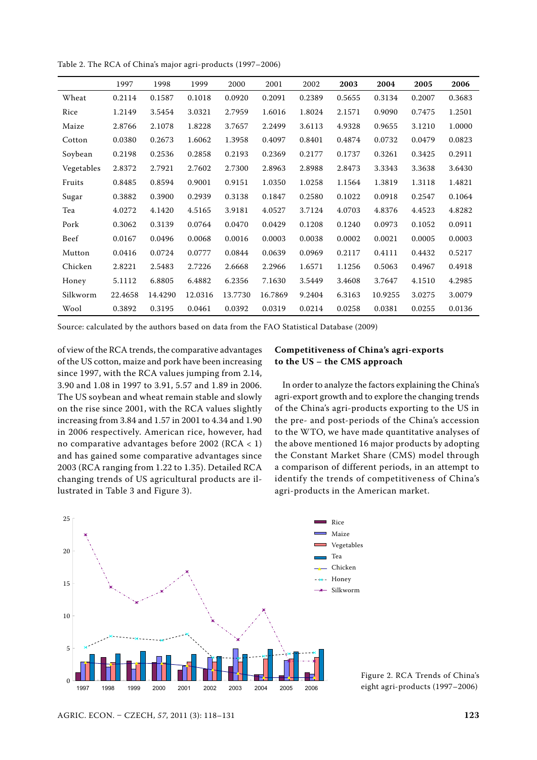Table 2. The RCA of China's major agri-products (1997–2006)

| | 1997 | 1998 | 1999 | 2000 | 2001 | 2002 | **2003** | **2004** | **2005** | **2006** |
|---|---|---|---|---|---|---|---|---|---|---|
| Wheat | 0.2114 | 0.1587 | 0.1018 | 0.0920 | 0.2091 | 0.2389 | 0.5655 | 0.3134 | 0.2007 | 0.3683 |
| Rice | 1.2149 | 3.5454 | 3.0321 | 2.7959 | 1.6016 | 1.8024 | 2.1571 | 0.9090 | 0.7475 | 1.2501 |
| Maize | 2.8766 | 2.1078 | 1.8228 | 3.7657 | 2.2499 | 3.6113 | 4.9328 | 0.9655 | 3.1210 | 1.0000 |
| Cotton | 0.0380 | 0.2673 | 1.6062 | 1.3958 | 0.4097 | 0.8401 | 0.4874 | 0.0732 | 0.0479 | 0.0823 |
| Soybean | 0.2198 | 0.2536 | 0.2858 | 0.2193 | 0.2369 | 0.2177 | 0.1737 | 0.3261 | 0.3425 | 0.2911 |
| Vegetables | 2.8372 | 2.7921 | 2.7602 | 2.7300 | 2.8963 | 2.8988 | 2.8473 | 3.3343 | 3.3638 | 3.6430 |
| Fruits | 0.8485 | 0.8594 | 0.9001 | 0.9151 | 1.0350 | 1.0258 | 1.1564 | 1.3819 | 1.3118 | 1.4821 |
| Sugar | 0.3882 | 0.3900 | 0.2939 | 0.3138 | 0.1847 | 0.2580 | 0.1022 | 0.0918 | 0.2547 | 0.1064 |
| Tea | 4.0272 | 4.1420 | 4.5165 | 3.9181 | 4.0527 | 3.7124 | 4.0703 | 4.8376 | 4.4523 | 4.8282 |
| Pork | 0.3062 | 0.3139 | 0.0764 | 0.0470 | 0.0429 | 0.1208 | 0.1240 | 0.0973 | 0.1052 | 0.0911 |
| Beef | 0.0167 | 0.0496 | 0.0068 | 0.0016 | 0.0003 | 0.0038 | 0.0002 | 0.0021 | 0.0005 | 0.0003 |
| Mutton | 0.0416 | 0.0724 | 0.0777 | 0.0844 | 0.0639 | 0.0969 | 0.2117 | 0.4111 | 0.4432 | 0.5217 |
| Chicken | 2.8221 | 2.5483 | 2.7226 | 2.6668 | 2.2966 | 1.6571 | 1.1256 | 0.5063 | 0.4967 | 0.4918 |
| Honey | 5.1112 | 6.8805 | 6.4882 | 6.2356 | 7.1630 | 3.5449 | 3.4608 | 3.7647 | 4.1510 | 4.2985 |
| Silkworm | 22.4658 | 14.4290 | 12.0316 | 13.7730 | 16.7869 | 9.2404 | 6.3163 | 10.9255 | 3.0275 | 3.0079 |
| Wool | 0.3892 | 0.3195 | 0.0461 | 0.0392 | 0.0319 | 0.0214 | 0.0258 | 0.0381 | 0.0255 | 0.0136 |

Source: calculated by the authors based on data from the FAO Statistical Database (2009)

of view of the RCA trends, the comparative advantages of the US cotton, maize and pork have been increasing since 1997, with the RCA values jumping from 2.14, 3.90 and 1.08 in 1997 to 3.91, 5.57 and 1.89 in 2006. The US soybean and wheat remain stable and slowly on the rise since 2001, with the RCA values slightly increasing from 3.84 and 1.57 in 2001 to 4.34 and 1.90 in 2006 respectively. American rice, however, had no comparative advantages before 2002 (RCA < 1) and has gained some comparative advantages since 2003 (RCA ranging from 1.22 to 1.35). Detailed RCA changing trends of US agricultural products are illustrated in Table 3 and Figure 3).

## Competitiveness of China's agri-exports to the US – the CMS approach

In order to analyze the factors explaining the China's agri-export growth and to explore the changing trends of the China's agri-products exporting to the US in the pre- and post-periods of the China's accession to the WTO, we have made quantitative analyses of the above mentioned 16 major products by adopting the Constant Market Share (CMS) model through a comparison of different periods, in an attempt to identify the trends of competitiveness of China's agri-products in the American market.

Figure 2. RCA Trends of China's eight agri-products (1997–2006)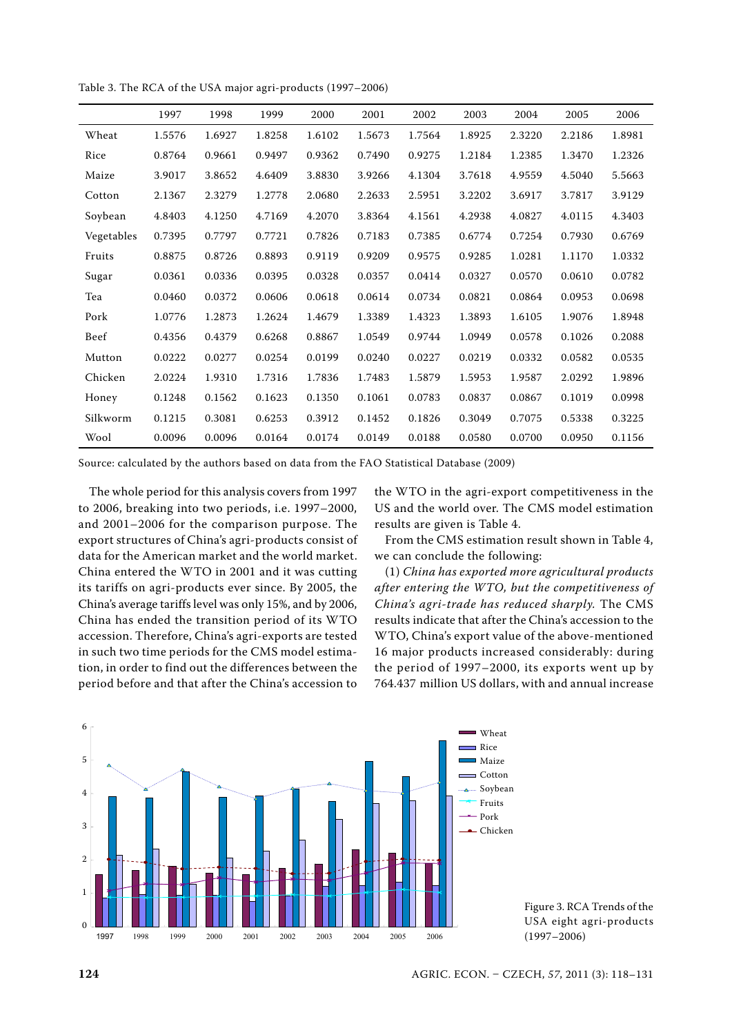Table 3. The RCA of the USA major agri-products (1997–2006)

| | 1997 | 1998 | 1999 | 2000 | 2001 | 2002 | 2003 | 2004 | 2005 | 2006 |
|---|---|---|---|---|---|---|---|---|---|---|
| Wheat | 1.5576 | 1.6927 | 1.8258 | 1.6102 | 1.5673 | 1.7564 | 1.8925 | 2.3220 | 2.2186 | 1.8981 |
| Rice | 0.8764 | 0.9661 | 0.9497 | 0.9362 | 0.7490 | 0.9275 | 1.2184 | 1.2385 | 1.3470 | 1.2326 |
| Maize | 3.9017 | 3.8652 | 4.6409 | 3.8830 | 3.9266 | 4.1304 | 3.7618 | 4.9559 | 4.5040 | 5.5663 |
| Cotton | 2.1367 | 2.3279 | 1.2778 | 2.0680 | 2.2633 | 2.5951 | 3.2202 | 3.6917 | 3.7817 | 3.9129 |
| Soybean | 4.8403 | 4.1250 | 4.7169 | 4.2070 | 3.8364 | 4.1561 | 4.2938 | 4.0827 | 4.0115 | 4.3403 |
| Vegetables | 0.7395 | 0.7797 | 0.7721 | 0.7826 | 0.7183 | 0.7385 | 0.6774 | 0.7254 | 0.7930 | 0.6769 |
| Fruits | 0.8875 | 0.8726 | 0.8893 | 0.9119 | 0.9209 | 0.9575 | 0.9285 | 1.0281 | 1.1170 | 1.0332 |
| Sugar | 0.0361 | 0.0336 | 0.0395 | 0.0328 | 0.0357 | 0.0414 | 0.0327 | 0.0570 | 0.0610 | 0.0782 |
| Tea | 0.0460 | 0.0372 | 0.0606 | 0.0618 | 0.0614 | 0.0734 | 0.0821 | 0.0864 | 0.0953 | 0.0698 |
| Pork | 1.0776 | 1.2873 | 1.2624 | 1.4679 | 1.3389 | 1.4323 | 1.3893 | 1.6105 | 1.9076 | 1.8948 |
| Beef | 0.4356 | 0.4379 | 0.6268 | 0.8867 | 1.0549 | 0.9744 | 1.0949 | 0.0578 | 0.1026 | 0.2088 |
| Mutton | 0.0222 | 0.0277 | 0.0254 | 0.0199 | 0.0240 | 0.0227 | 0.0219 | 0.0332 | 0.0582 | 0.0535 |
| Chicken | 2.0224 | 1.9310 | 1.7316 | 1.7836 | 1.7483 | 1.5879 | 1.5953 | 1.9587 | 2.0292 | 1.9896 |
| Honey | 0.1248 | 0.1562 | 0.1623 | 0.1350 | 0.1061 | 0.0783 | 0.0837 | 0.0867 | 0.1019 | 0.0998 |
| Silkworm | 0.1215 | 0.3081 | 0.6253 | 0.3912 | 0.1452 | 0.1826 | 0.3049 | 0.7075 | 0.5338 | 0.3225 |
| Wool | 0.0096 | 0.0096 | 0.0164 | 0.0174 | 0.0149 | 0.0188 | 0.0580 | 0.0700 | 0.0950 | 0.1156 |

Source: calculated by the authors based on data from the FAO Statistical Database (2009)

The whole period for this analysis covers from 1997 to 2006, breaking into two periods, i.e. 1997–2000, and 2001–2006 for the comparison purpose. The export structures of China's agri-products consist of data for the American market and the world market. China entered the WTO in 2001 and it was cutting its tariffs on agri-products ever since. By 2005, the China's average tariffs level was only 15%, and by 2006, China has ended the transition period of its WTO accession. Therefore, China's agri-exports are tested in such two time periods for the CMS model estimation, in order to find out the differences between the period before and that after the China's accession to the WTO in the agri-export competitiveness in the US and the world over. The CMS model estimation results are given is Table 4.

From the CMS estimation result shown in Table 4, we can conclude the following:

(1) *China has exported more agricultural products after entering the WTO, but the competitiveness of China's agri-trade has reduced sharply.* The CMS results indicate that after the China's accession to the WTO, China's export value of the above-mentioned 16 major products increased considerably: during the period of 1997–2000, its exports went up by 764.437 million US dollars, with and annual increase

Figure 3. RCA Trends of the USA eight agri-products (1997–2006)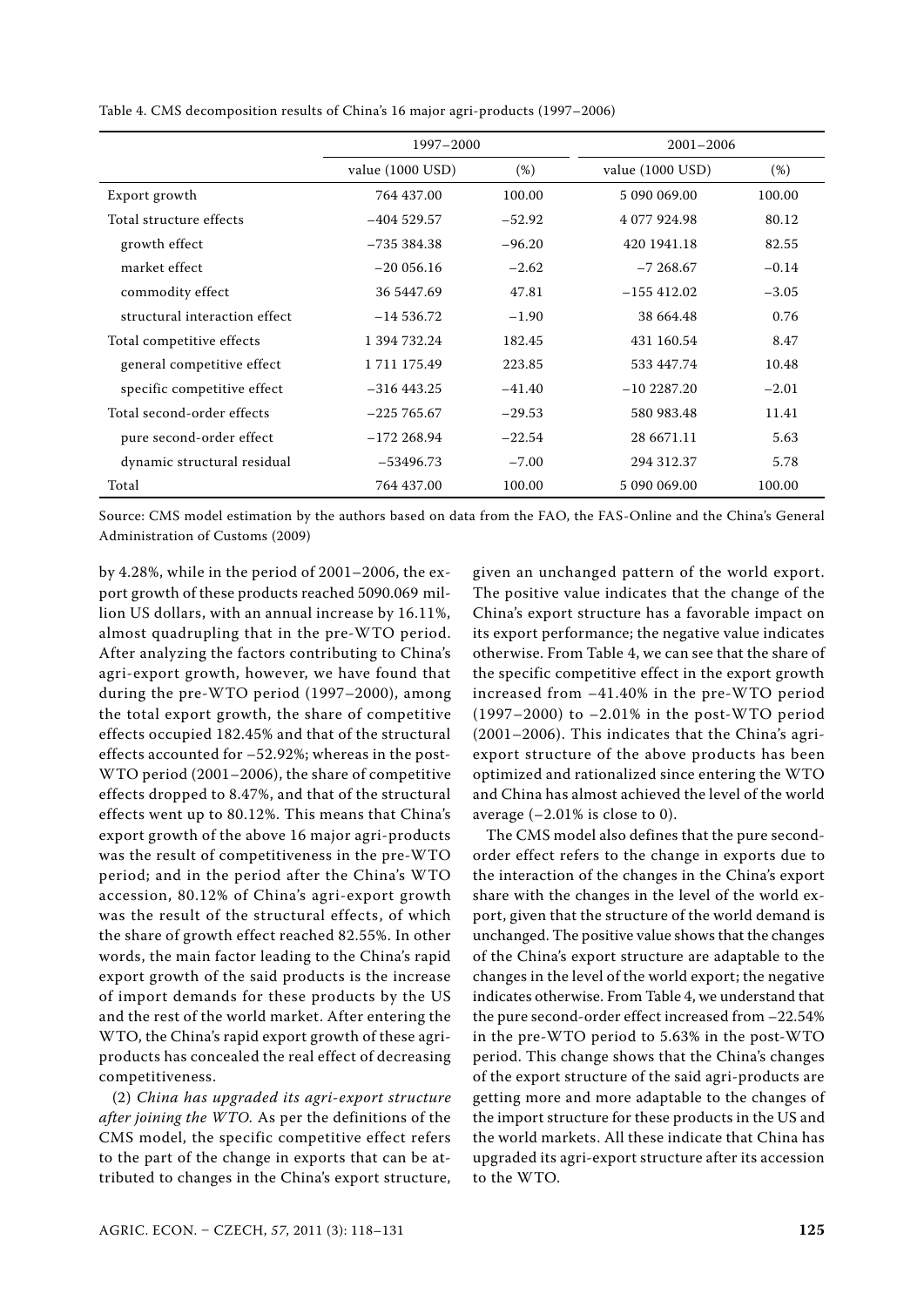Table 4. CMS decomposition results of China's 16 major agri-products (1997–2006)

| | 1997–2000 | | 2001–2006 | |
|---|---|---|---|---|
| | value (1000 USD) | (%) | value (1000 USD) | (%) |
| Export growth | 764 437.00 | 100.00 | 5 090 069.00 | 100.00 |
| Total structure effects | −404 529.57 | −52.92 | 4 077 924.98 | 80.12 |
| growth effect | −735 384.38 | −96.20 | 420 1941.18 | 82.55 |
| market effect | −20 056.16 | −2.62 | −7 268.67 | −0.14 |
| commodity effect | 36 5447.69 | 47.81 | −155 412.02 | −3.05 |
| structural interaction effect | −14 536.72 | −1.90 | 38 664.48 | 0.76 |
| Total competitive effects | 1 394 732.24 | 182.45 | 431 160.54 | 8.47 |
| general competitive effect | 1 711 175.49 | 223.85 | 533 447.74 | 10.48 |
| specific competitive effect | −316 443.25 | −41.40 | −10 2287.20 | −2.01 |
| Total second-order effects | −225 765.67 | −29.53 | 580 983.48 | 11.41 |
| pure second-order effect | −172 268.94 | −22.54 | 28 6671.11 | 5.63 |
| dynamic structural residual | −53496.73 | −7.00 | 294 312.37 | 5.78 |
| Total | 764 437.00 | 100.00 | 5 090 069.00 | 100.00 |

Source: CMS model estimation by the authors based on data from the FAO, the FAS-Online and the China's General Administration of Customs (2009)

by 4.28%, while in the period of 2001–2006, the export growth of these products reached 5090.069 million US dollars, with an annual increase by 16.11%, almost quadrupling that in the pre-WTO period. After analyzing the factors contributing to China's agri-export growth, however, we have found that during the pre-WTO period (1997–2000), among the total export growth, the share of competitive effects occupied 182.45% and that of the structural effects accounted for −52.92%; whereas in the post-WTO period (2001–2006), the share of competitive effects dropped to 8.47%, and that of the structural effects went up to 80.12%. This means that China's export growth of the above 16 major agri-products was the result of competitiveness in the pre-WTO period; and in the period after the China's WTO accession, 80.12% of China's agri-export growth was the result of the structural effects, of which the share of growth effect reached 82.55%. In other words, the main factor leading to the China's rapid export growth of the said products is the increase of import demands for these products by the US and the rest of the world market. After entering the WTO, the China's rapid export growth of these agri-products has concealed the real effect of decreasing competitiveness.

(2) *China has upgraded its agri-export structure after joining the WTO.* As per the definitions of the CMS model, the specific competitive effect refers to the part of the change in exports that can be attributed to changes in the China's export structure, given an unchanged pattern of the world export. The positive value indicates that the change of the China's export structure has a favorable impact on its export performance; the negative value indicates otherwise. From Table 4, we can see that the share of the specific competitive effect in the export growth increased from −41.40% in the pre-WTO period (1997–2000) to −2.01% in the post-WTO period (2001–2006). This indicates that the China's agri-export structure of the above products has been optimized and rationalized since entering the WTO and China has almost achieved the level of the world average (−2.01% is close to 0).

The CMS model also defines that the pure second-order effect refers to the change in exports due to the interaction of the changes in the China's export share with the changes in the level of the world export, given that the structure of the world demand is unchanged. The positive value shows that the changes of the China's export structure are adaptable to the changes in the level of the world export; the negative indicates otherwise. From Table 4, we understand that the pure second-order effect increased from −22.54% in the pre-WTO period to 5.63% in the post-WTO period. This change shows that the China's changes of the export structure of the said agri-products are getting more and more adaptable to the changes of the import structure for these products in the US and the world markets. All these indicate that China has upgraded its agri-export structure after its accession to the WTO.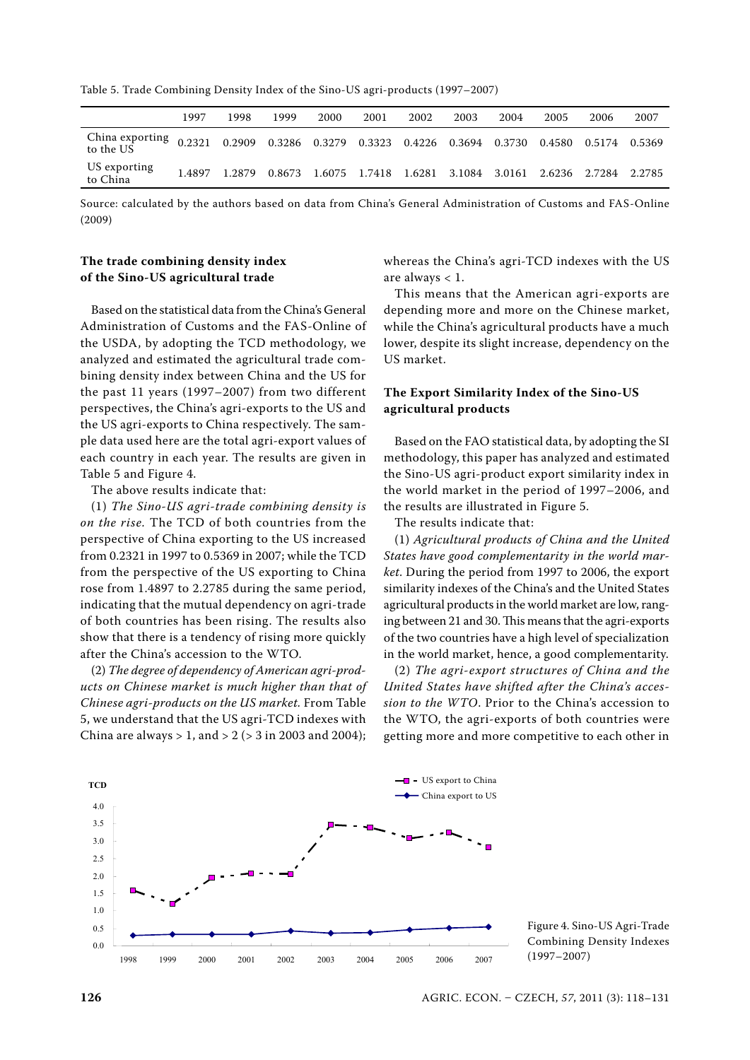Table 5. Trade Combining Density Index of the Sino-US agri-products (1997–2007)

| | 1997 | 1998 | 1999 | 2000 | 2001 | 2002 | 2003 | 2004 | 2005 | 2006 | 2007 |
|---|---|---|---|---|---|---|---|---|---|---|---|
| China exporting to the US | 0.2321 | 0.2909 | 0.3286 | 0.3279 | 0.3323 | 0.4226 | 0.3694 | 0.3730 | 0.4580 | 0.5174 | 0.5369 |
| US exporting to China | 1.4897 | 1.2879 | 0.8673 | 1.6075 | 1.7418 | 1.6281 | 3.1084 | 3.0161 | 2.6236 | 2.7284 | 2.2785 |

Source: calculated by the authors based on data from China's General Administration of Customs and FAS-Online (2009)

### The trade combining density index of the Sino-US agricultural trade

Based on the statistical data from the China's General Administration of Customs and the FAS-Online of the USDA, by adopting the TCD methodology, we analyzed and estimated the agricultural trade combining density index between China and the US for the past 11 years (1997–2007) from two different perspectives, the China's agri-exports to the US and the US agri-exports to China respectively. The sample data used here are the total agri-export values of each country in each year. The results are given in Table 5 and Figure 4.

The above results indicate that:

(1) *The Sino-US agri-trade combining density is on the rise.* The TCD of both countries from the perspective of China exporting to the US increased from 0.2321 in 1997 to 0.5369 in 2007; while the TCD from the perspective of the US exporting to China rose from 1.4897 to 2.2785 during the same period, indicating that the mutual dependency on agri-trade of both countries has been rising. The results also show that there is a tendency of rising more quickly after the China's accession to the WTO.

(2) *The degree of dependency of American agri-products on Chinese market is much higher than that of Chinese agri-products on the US market.* From Table 5, we understand that the US agri-TCD indexes with China are always > 1, and > 2 (> 3 in 2003 and 2004); whereas the China's agri-TCD indexes with the US are always < 1.

This means that the American agri-exports are depending more and more on the Chinese market, while the China's agricultural products have a much lower, despite its slight increase, dependency on the US market.

### The Export Similarity Index of the Sino-US agricultural products

Based on the FAO statistical data, by adopting the SI methodology, this paper has analyzed and estimated the Sino-US agri-product export similarity index in the world market in the period of 1997–2006, and the results are illustrated in Figure 5.

The results indicate that:

(1) *Agricultural products of China and the United States have good complementarity in the world market.* During the period from 1997 to 2006, the export similarity indexes of the China's and the United States agricultural products in the world market are low, ranging between 21 and 30. This means that the agri-exports of the two countries have a high level of specialization in the world market, hence, a good complementarity.

(2) *The agri-export structures of China and the United States have shifted after the China's accession to the WTO.* Prior to the China's accession to the WTO, the agri-exports of both countries were getting more and more competitive to each other in

Figure 4. Sino-US Agri-Trade Combining Density Indexes (1997–2007)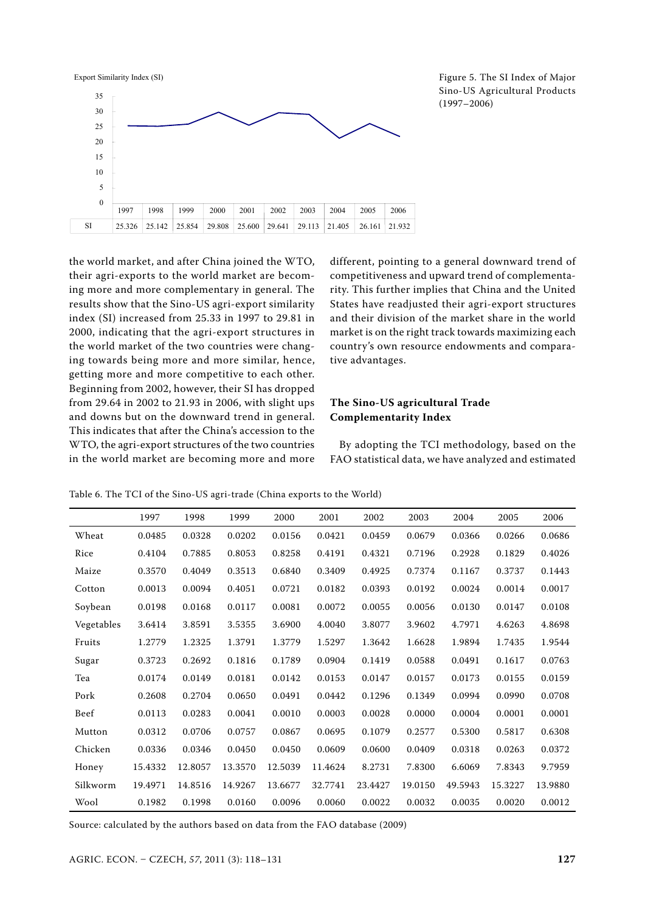Export Similarity Index (SI)

| | 1997 | 1998 | 1999 | 2000 | 2001 | 2002 | 2003 | 2004 | 2005 | 2006 |
|---|---|---|---|---|---|---|---|---|---|---|
| SI | 25.326 | 25.142 | 25.854 | 29.808 | 25.600 | 29.641 | 29.113 | 21.405 | 26.161 | 21.932 |

Figure 5. The SI Index of Major Sino-US Agricultural Products (1997–2006)

the world market, and after China joined the WTO, their agri-exports to the world market are becoming more and more complementary in general. The results show that the Sino-US agri-export similarity index (SI) increased from 25.33 in 1997 to 29.81 in 2000, indicating that the agri-export structures in the world market of the two countries were changing towards being more and more similar, hence, getting more and more competitive to each other. Beginning from 2002, however, their SI has dropped from 29.64 in 2002 to 21.93 in 2006, with slight ups and downs but on the downward trend in general. This indicates that after the China's accession to the WTO, the agri-export structures of the two countries in the world market are becoming more and more different, pointing to a general downward trend of competitiveness and upward trend of complementarity. This further implies that China and the United States have readjusted their agri-export structures and their division of the market share in the world market is on the right track towards maximizing each country's own resource endowments and comparative advantages.

### The Sino-US agricultural Trade Complementarity Index

By adopting the TCI methodology, based on the FAO statistical data, we have analyzed and estimated

Table 6. The TCI of the Sino-US agri-trade (China exports to the World)

| | 1997 | 1998 | 1999 | 2000 | 2001 | 2002 | 2003 | 2004 | 2005 | 2006 |
|---|---|---|---|---|---|---|---|---|---|---|
| Wheat | 0.0485 | 0.0328 | 0.0202 | 0.0156 | 0.0421 | 0.0459 | 0.0679 | 0.0366 | 0.0266 | 0.0686 |
| Rice | 0.4104 | 0.7885 | 0.8053 | 0.8258 | 0.4191 | 0.4321 | 0.7196 | 0.2928 | 0.1829 | 0.4026 |
| Maize | 0.3570 | 0.4049 | 0.3513 | 0.6840 | 0.3409 | 0.4925 | 0.7374 | 0.1167 | 0.3737 | 0.1443 |
| Cotton | 0.0013 | 0.0094 | 0.4051 | 0.0721 | 0.0182 | 0.0393 | 0.0192 | 0.0024 | 0.0014 | 0.0017 |
| Soybean | 0.0198 | 0.0168 | 0.0117 | 0.0081 | 0.0072 | 0.0055 | 0.0056 | 0.0130 | 0.0147 | 0.0108 |
| Vegetables | 3.6414 | 3.8591 | 3.5355 | 3.6900 | 4.0040 | 3.8077 | 3.9602 | 4.7971 | 4.6263 | 4.8698 |
| Fruits | 1.2779 | 1.2325 | 1.3791 | 1.3779 | 1.5297 | 1.3642 | 1.6628 | 1.9894 | 1.7435 | 1.9544 |
| Sugar | 0.3723 | 0.2692 | 0.1816 | 0.1789 | 0.0904 | 0.1419 | 0.0588 | 0.0491 | 0.1617 | 0.0763 |
| Tea | 0.0174 | 0.0149 | 0.0181 | 0.0142 | 0.0153 | 0.0147 | 0.0157 | 0.0173 | 0.0155 | 0.0159 |
| Pork | 0.2608 | 0.2704 | 0.0650 | 0.0491 | 0.0442 | 0.1296 | 0.1349 | 0.0994 | 0.0990 | 0.0708 |
| Beef | 0.0113 | 0.0283 | 0.0041 | 0.0010 | 0.0003 | 0.0028 | 0.0000 | 0.0004 | 0.0001 | 0.0001 |
| Mutton | 0.0312 | 0.0706 | 0.0757 | 0.0867 | 0.0695 | 0.1079 | 0.2577 | 0.5300 | 0.5817 | 0.6308 |
| Chicken | 0.0336 | 0.0346 | 0.0450 | 0.0450 | 0.0609 | 0.0600 | 0.0409 | 0.0318 | 0.0263 | 0.0372 |
| Honey | 15.4332 | 12.8057 | 13.3570 | 12.5039 | 11.4624 | 8.2731 | 7.8300 | 6.6069 | 7.8343 | 9.7959 |
| Silkworm | 19.4971 | 14.8516 | 14.9267 | 13.6677 | 32.7741 | 23.4427 | 19.0150 | 49.5943 | 15.3227 | 13.9880 |
| Wool | 0.1982 | 0.1998 | 0.0160 | 0.0096 | 0.0060 | 0.0022 | 0.0032 | 0.0035 | 0.0020 | 0.0012 |

Source: calculated by the authors based on data from the FAO database (2009)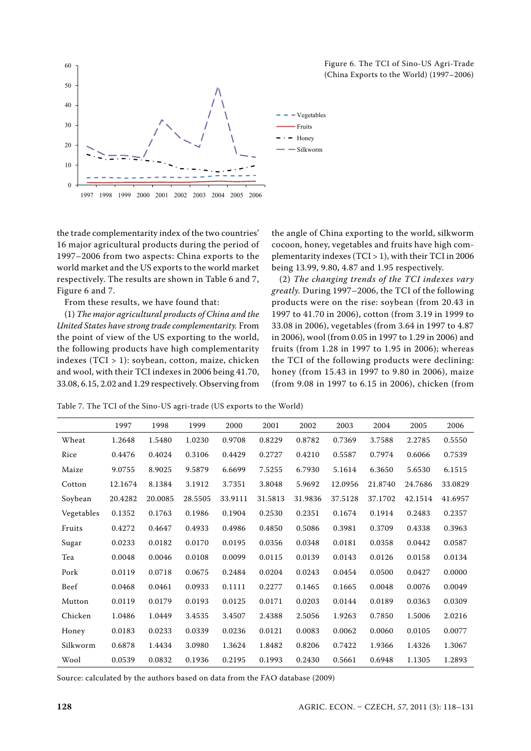Figure 6. The TCI of Sino-US Agri-Trade (China Exports to the World) (1997–2006)

the trade complementarity index of the two countries' 16 major agricultural products during the period of 1997–2006 from two aspects: China exports to the world market and the US exports to the world market respectively. The results are shown in Table 6 and 7, Figure 6 and 7.

From these results, we have found that:

(1) *The major agricultural products of China and the United States have strong trade complementarity.* From the point of view of the US exporting to the world, the following products have high complementarity indexes (TCI > 1): soybean, cotton, maize, chicken and wool, with their TCI indexes in 2006 being 41.70, 33.08, 6.15, 2.02 and 1.29 respectively. Observing from the angle of China exporting to the world, silkworm cocoon, honey, vegetables and fruits have high complementarity indexes (TCI > 1), with their TCI in 2006 being 13.99, 9.80, 4.87 and 1.95 respectively.

(2) *The changing trends of the TCI indexes vary greatly.* During 1997–2006, the TCI of the following products were on the rise: soybean (from 20.43 in 1997 to 41.70 in 2006), cotton (from 3.19 in 1999 to 33.08 in 2006), vegetables (from 3.64 in 1997 to 4.87 in 2006), wool (from 0.05 in 1997 to 1.29 in 2006) and fruits (from 1.28 in 1997 to 1.95 in 2006); whereas the TCI of the following products were declining: honey (from 15.43 in 1997 to 9.80 in 2006), maize (from 9.08 in 1997 to 6.15 in 2006), chicken (from

Table 7. The TCI of the Sino-US agri-trade (US exports to the World)

| | 1997 | 1998 | 1999 | 2000 | 2001 | 2002 | 2003 | 2004 | 2005 | 2006 |
|---|---|---|---|---|---|---|---|---|---|---|
| Wheat | 1.2648 | 1.5480 | 1.0230 | 0.9708 | 0.8229 | 0.8782 | 0.7369 | 3.7588 | 2.2785 | 0.5550 |
| Rice | 0.4476 | 0.4024 | 0.3106 | 0.4429 | 0.2727 | 0.4210 | 0.5587 | 0.7974 | 0.6066 | 0.7539 |
| Maize | 9.0755 | 8.9025 | 9.5879 | 6.6699 | 7.5255 | 6.7930 | 5.1614 | 6.3650 | 5.6530 | 6.1515 |
| Cotton | 12.1674 | 8.1384 | 3.1912 | 3.7351 | 3.8048 | 5.9692 | 12.0956 | 21.8740 | 24.7686 | 33.0829 |
| Soybean | 20.4282 | 20.0085 | 28.5505 | 33.9111 | 31.5813 | 31.9836 | 37.5128 | 37.1702 | 42.1514 | 41.6957 |
| Vegetables | 0.1352 | 0.1763 | 0.1986 | 0.1904 | 0.2530 | 0.2351 | 0.1674 | 0.1914 | 0.2483 | 0.2357 |
| Fruits | 0.4272 | 0.4647 | 0.4933 | 0.4986 | 0.4850 | 0.5086 | 0.3981 | 0.3709 | 0.4338 | 0.3963 |
| Sugar | 0.0233 | 0.0182 | 0.0170 | 0.0195 | 0.0356 | 0.0348 | 0.0181 | 0.0358 | 0.0442 | 0.0587 |
| Tea | 0.0048 | 0.0046 | 0.0108 | 0.0099 | 0.0115 | 0.0139 | 0.0143 | 0.0126 | 0.0158 | 0.0134 |
| Pork | 0.0119 | 0.0718 | 0.0675 | 0.2484 | 0.0204 | 0.0243 | 0.0454 | 0.0500 | 0.0427 | 0.0000 |
| Beef | 0.0468 | 0.0461 | 0.0933 | 0.1111 | 0.2277 | 0.1465 | 0.1665 | 0.0048 | 0.0076 | 0.0049 |
| Mutton | 0.0119 | 0.0179 | 0.0193 | 0.0125 | 0.0171 | 0.0203 | 0.0144 | 0.0189 | 0.0363 | 0.0309 |
| Chicken | 1.0486 | 1.0449 | 3.4535 | 3.4507 | 2.4388 | 2.5056 | 1.9263 | 0.7850 | 1.5006 | 2.0216 |
| Honey | 0.0183 | 0.0233 | 0.0339 | 0.0236 | 0.0121 | 0.0083 | 0.0062 | 0.0060 | 0.0105 | 0.0077 |
| Silkworm | 0.6878 | 1.4434 | 3.0980 | 1.3624 | 1.8482 | 0.8206 | 0.7422 | 1.9366 | 1.4326 | 1.3067 |
| Wool | 0.0539 | 0.0832 | 0.1936 | 0.2195 | 0.1993 | 0.2430 | 0.5661 | 0.6948 | 1.1305 | 1.2893 |

Source: calculated by the authors based on data from the FAO database (2009)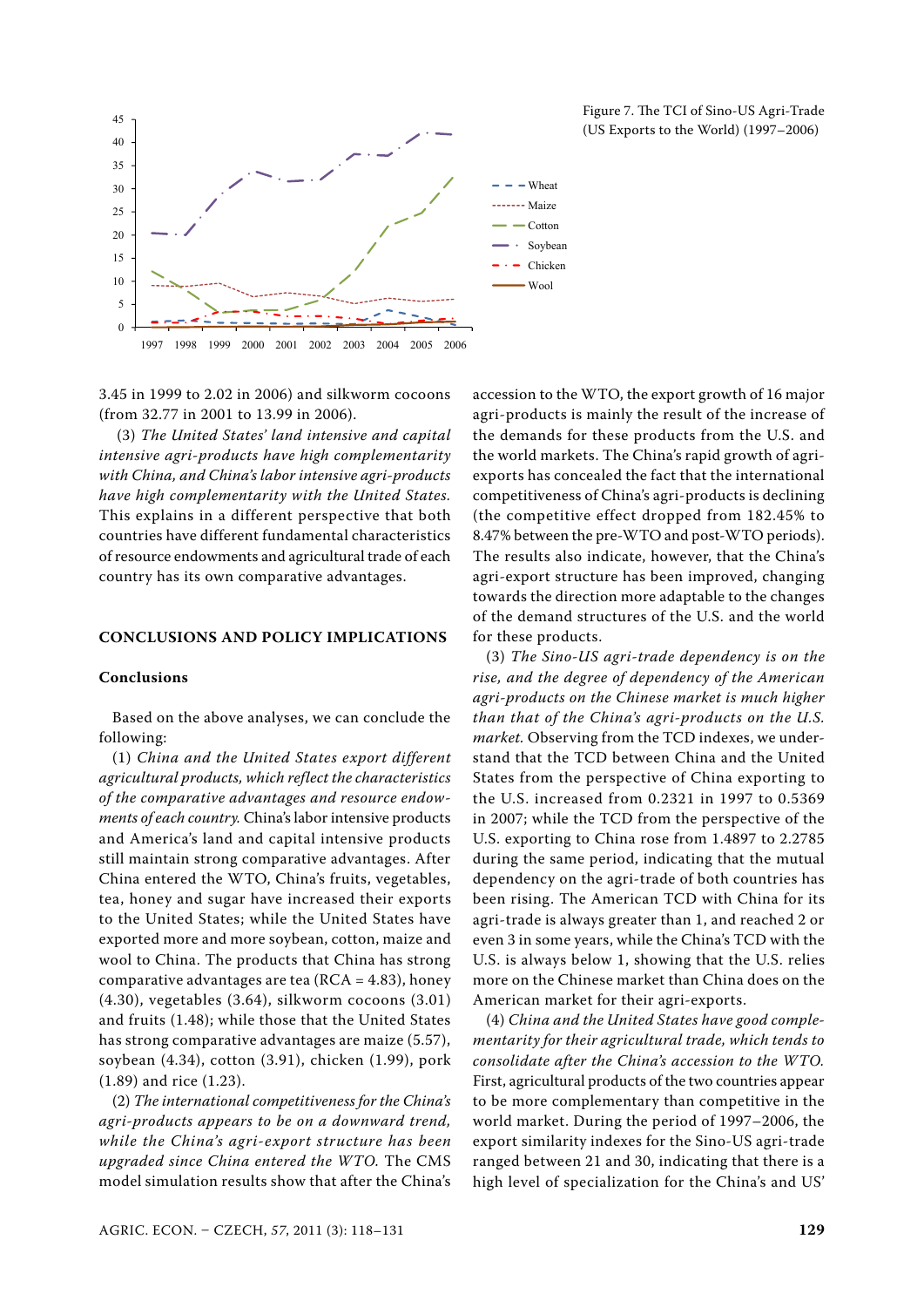Figure 7. The TCI of Sino-US Agri-Trade (US Exports to the World) (1997–2006)

3.45 in 1999 to 2.02 in 2006) and silkworm cocoons (from 32.77 in 2001 to 13.99 in 2006).

(3) *The United States' land intensive and capital intensive agri-products have high complementarity with China, and China's labor intensive agri-products have high complementarity with the United States.* This explains in a different perspective that both countries have different fundamental characteristics of resource endowments and agricultural trade of each country has its own comparative advantages.

## CONCLUSIONS AND POLICY IMPLICATIONS

### Conclusions

Based on the above analyses, we can conclude the following:

(1) *China and the United States export different agricultural products, which reflect the characteristics of the comparative advantages and resource endowments of each country.* China's labor intensive products and America's land and capital intensive products still maintain strong comparative advantages. After China entered the WTO, China's fruits, vegetables, tea, honey and sugar have increased their exports to the United States; while the United States have exported more and more soybean, cotton, maize and wool to China. The products that China has strong comparative advantages are tea (RCA = 4.83), honey (4.30), vegetables (3.64), silkworm cocoons (3.01) and fruits (1.48); while those that the United States has strong comparative advantages are maize (5.57), soybean (4.34), cotton (3.91), chicken (1.99), pork (1.89) and rice (1.23).

(2) *The international competitiveness for the China's agri-products appears to be on a downward trend, while the China's agri-export structure has been upgraded since China entered the WTO.* The CMS model simulation results show that after the China's accession to the WTO, the export growth of 16 major agri-products is mainly the result of the increase of the demands for these products from the U.S. and the world markets. The China's rapid growth of agri-exports has concealed the fact that the international competitiveness of China's agri-products is declining (the competitive effect dropped from 182.45% to 8.47% between the pre-WTO and post-WTO periods). The results also indicate, however, that the China's agri-export structure has been improved, changing towards the direction more adaptable to the changes of the demand structures of the U.S. and the world for these products.

(3) *The Sino-US agri-trade dependency is on the rise, and the degree of dependency of the American agri-products on the Chinese market is much higher than that of the China's agri-products on the U.S. market.* Observing from the TCD indexes, we understand that the TCD between China and the United States from the perspective of China exporting to the U.S. increased from 0.2321 in 1997 to 0.5369 in 2007; while the TCD from the perspective of the U.S. exporting to China rose from 1.4897 to 2.2785 during the same period, indicating that the mutual dependency on the agri-trade of both countries has been rising. The American TCD with China for its agri-trade is always greater than 1, and reached 2 or even 3 in some years, while the China's TCD with the U.S. is always below 1, showing that the U.S. relies more on the Chinese market than China does on the American market for their agri-exports.

(4) *China and the United States have good complementarity for their agricultural trade, which tends to consolidate after the China's accession to the WTO.* First, agricultural products of the two countries appear to be more complementary than competitive in the world market. During the period of 1997–2006, the export similarity indexes for the Sino-US agri-trade ranged between 21 and 30, indicating that there is a high level of specialization for the China's and US'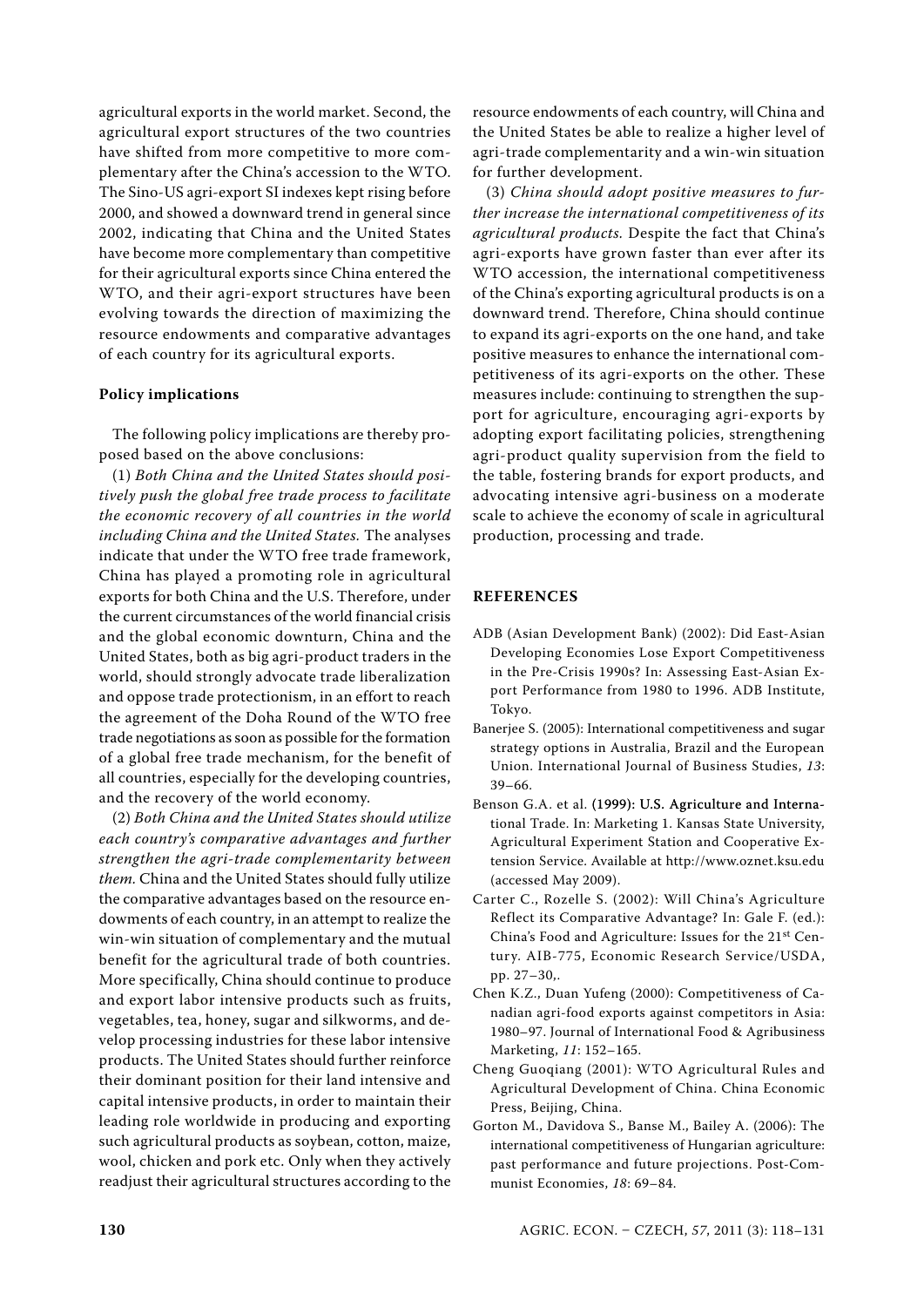agricultural exports in the world market. Second, the agricultural export structures of the two countries have shifted from more competitive to more complementary after the China's accession to the WTO. The Sino-US agri-export SI indexes kept rising before 2000, and showed a downward trend in general since 2002, indicating that China and the United States have become more complementary than competitive for their agricultural exports since China entered the WTO, and their agri-export structures have been evolving towards the direction of maximizing the resource endowments and comparative advantages of each country for its agricultural exports.

**Policy implications**

The following policy implications are thereby proposed based on the above conclusions:

(1) *Both China and the United States should positively push the global free trade process to facilitate the economic recovery of all countries in the world including China and the United States.* The analyses indicate that under the WTO free trade framework, China has played a promoting role in agricultural exports for both China and the U.S. Therefore, under the current circumstances of the world financial crisis and the global economic downturn, China and the United States, both as big agri-product traders in the world, should strongly advocate trade liberalization and oppose trade protectionism, in an effort to reach the agreement of the Doha Round of the WTO free trade negotiations as soon as possible for the formation of a global free trade mechanism, for the benefit of all countries, especially for the developing countries, and the recovery of the world economy.

(2) *Both China and the United States should utilize each country's comparative advantages and further strengthen the agri-trade complementarity between them.* China and the United States should fully utilize the comparative advantages based on the resource endowments of each country, in an attempt to realize the win-win situation of complementary and the mutual benefit for the agricultural trade of both countries. More specifically, China should continue to produce and export labor intensive products such as fruits, vegetables, tea, honey, sugar and silkworms, and develop processing industries for these labor intensive products. The United States should further reinforce their dominant position for their land intensive and capital intensive products, in order to maintain their leading role worldwide in producing and exporting such agricultural products as soybean, cotton, maize, wool, chicken and pork etc. Only when they actively readjust their agricultural structures according to the resource endowments of each country, will China and the United States be able to realize a higher level of agri-trade complementarity and a win-win situation for further development.

(3) *China should adopt positive measures to further increase the international competitiveness of its agricultural products.* Despite the fact that China's agri-exports have grown faster than ever after its WTO accession, the international competitiveness of the China's exporting agricultural products is on a downward trend. Therefore, China should continue to expand its agri-exports on the one hand, and take positive measures to enhance the international competitiveness of its agri-exports on the other. These measures include: continuing to strengthen the support for agriculture, encouraging agri-exports by adopting export facilitating policies, strengthening agri-product quality supervision from the field to the table, fostering brands for export products, and advocating intensive agri-business on a moderate scale to achieve the economy of scale in agricultural production, processing and trade.

## REFERENCES

ADB (Asian Development Bank) (2002): Did East-Asian Developing Economies Lose Export Competitiveness in the Pre-Crisis 1990s? In: Assessing East-Asian Export Performance from 1980 to 1996. ADB Institute, Tokyo.

Banerjee S. (2005): International competitiveness and sugar strategy options in Australia, Brazil and the European Union. International Journal of Business Studies, *13*: 39–66.

Benson G.A. et al. (1999): U.S. Agriculture and International Trade. In: Marketing 1. Kansas State University, Agricultural Experiment Station and Cooperative Extension Service. Available at http://www.oznet.ksu.edu (accessed May 2009).

Carter C., Rozelle S. (2002): Will China's Agriculture Reflect its Comparative Advantage? In: Gale F. (ed.): China's Food and Agriculture: Issues for the 21st Century. AIB-775, Economic Research Service/USDA, pp. 27–30,.

Chen K.Z., Duan Yufeng (2000): Competitiveness of Canadian agri-food exports against competitors in Asia: 1980–97. Journal of International Food & Agribusiness Marketing, *11*: 152–165.

Cheng Guoqiang (2001): WTO Agricultural Rules and Agricultural Development of China. China Economic Press, Beijing, China.

Gorton M., Davidova S., Banse M., Bailey A. (2006): The international competitiveness of Hungarian agriculture: past performance and future projections. Post-Communist Economies, *18*: 69–84.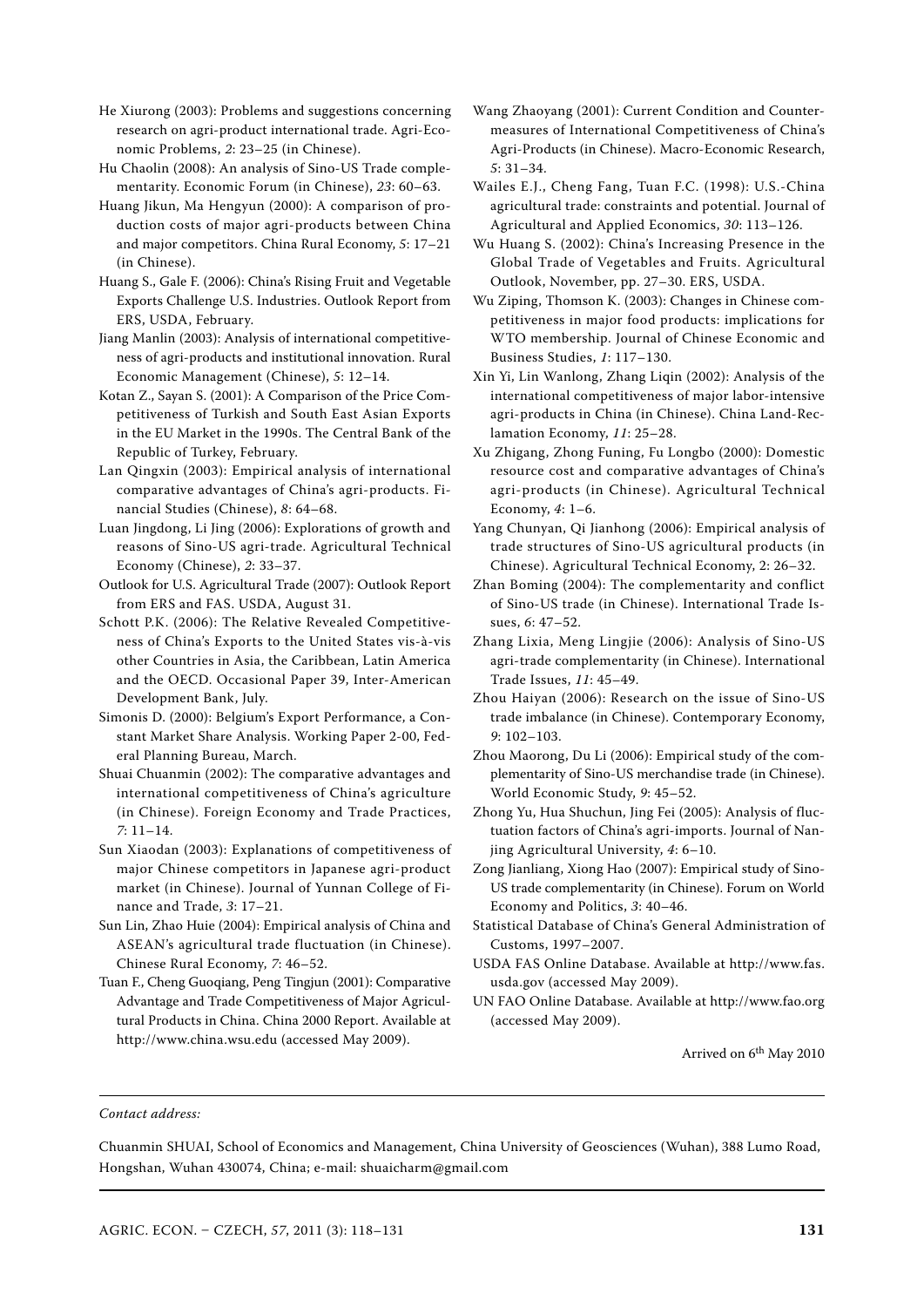He Xiurong (2003): Problems and suggestions concerning research on agri-product international trade. Agri-Economic Problems, *2*: 23–25 (in Chinese).

Hu Chaolin (2008): An analysis of Sino-US Trade complementarity. Economic Forum (in Chinese), *23*: 60–63.

Huang Jikun, Ma Hengyun (2000): A comparison of production costs of major agri-products between China and major competitors. China Rural Economy, *5*: 17–21 (in Chinese).

Huang S., Gale F. (2006): China's Rising Fruit and Vegetable Exports Challenge U.S. Industries. Outlook Report from ERS, USDA, February.

Jiang Manlin (2003): Analysis of international competitiveness of agri-products and institutional innovation. Rural Economic Management (Chinese), *5*: 12–14.

Kotan Z., Sayan S. (2001): A Comparison of the Price Competitiveness of Turkish and South East Asian Exports in the EU Market in the 1990s. The Central Bank of the Republic of Turkey, February.

Lan Qingxin (2003): Empirical analysis of international comparative advantages of China's agri-products. Financial Studies (Chinese), *8*: 64–68.

Luan Jingdong, Li Jing (2006): Explorations of growth and reasons of Sino-US agri-trade. Agricultural Technical Economy (Chinese), *2*: 33–37.

Outlook for U.S. Agricultural Trade (2007): Outlook Report from ERS and FAS. USDA, August 31.

Schott P.K. (2006): The Relative Revealed Competitiveness of China's Exports to the United States vis-à-vis other Countries in Asia, the Caribbean, Latin America and the OECD. Occasional Paper 39, Inter-American Development Bank, July.

Simonis D. (2000): Belgium's Export Performance, a Constant Market Share Analysis. Working Paper 2-00, Federal Planning Bureau, March.

Shuai Chuanmin (2002): The comparative advantages and international competitiveness of China's agriculture (in Chinese). Foreign Economy and Trade Practices, *7*: 11–14.

Sun Xiaodan (2003): Explanations of competitiveness of major Chinese competitors in Japanese agri-product market (in Chinese). Journal of Yunnan College of Finance and Trade, *3*: 17–21.

Sun Lin, Zhao Huie (2004): Empirical analysis of China and ASEAN's agricultural trade fluctuation (in Chinese). Chinese Rural Economy, *7*: 46–52.

Tuan F., Cheng Guoqiang, Peng Tingjun (2001): Comparative Advantage and Trade Competitiveness of Major Agricultural Products in China. China 2000 Report. Available at http://www.china.wsu.edu (accessed May 2009).

Wang Zhaoyang (2001): Current Condition and Countermeasures of International Competitiveness of China's Agri-Products (in Chinese). Macro-Economic Research, *5*: 31–34.

Wailes E.J., Cheng Fang, Tuan F.C. (1998): U.S.-China agricultural trade: constraints and potential. Journal of Agricultural and Applied Economics, *30*: 113–126.

Wu Huang S. (2002): China's Increasing Presence in the Global Trade of Vegetables and Fruits. Agricultural Outlook, November, pp. 27–30. ERS, USDA.

Wu Ziping, Thomson K. (2003): Changes in Chinese competitiveness in major food products: implications for WTO membership. Journal of Chinese Economic and Business Studies, *1*: 117–130.

Xin Yi, Lin Wanlong, Zhang Liqin (2002): Analysis of the international competitiveness of major labor-intensive agri-products in China (in Chinese). China Land-Reclamation Economy, *11*: 25–28.

Xu Zhigang, Zhong Funing, Fu Longbo (2000): Domestic resource cost and comparative advantages of China's agri-products (in Chinese). Agricultural Technical Economy, *4*: 1–6.

Yang Chunyan, Qi Jianhong (2006): Empirical analysis of trade structures of Sino-US agricultural products (in Chinese). Agricultural Technical Economy, 2: 26–32.

Zhan Boming (2004): The complementarity and conflict of Sino-US trade (in Chinese). International Trade Issues, *6*: 47–52.

Zhang Lixia, Meng Lingjie (2006): Analysis of Sino-US agri-trade complementarity (in Chinese). International Trade Issues, *11*: 45–49.

Zhou Haiyan (2006): Research on the issue of Sino-US trade imbalance (in Chinese). Contemporary Economy, *9*: 102–103.

Zhou Maorong, Du Li (2006): Empirical study of the complementarity of Sino-US merchandise trade (in Chinese). World Economic Study, *9*: 45–52.

Zhong Yu, Hua Shuchun, Jing Fei (2005): Analysis of fluctuation factors of China's agri-imports. Journal of Nanjing Agricultural University, *4*: 6–10.

Zong Jianliang, Xiong Hao (2007): Empirical study of Sino-US trade complementarity (in Chinese). Forum on World Economy and Politics, *3*: 40–46.

Statistical Database of China's General Administration of Customs, 1997–2007.

USDA FAS Online Database. Available at http://www.fas.usda.gov (accessed May 2009).

UN FAO Online Database. Available at http://www.fao.org (accessed May 2009).

Arrived on 6th May 2010

*Contact address:*

Chuanmin SHUAI, School of Economics and Management, China University of Geosciences (Wuhan), 388 Lumo Road, Hongshan, Wuhan 430074, China; e-mail: shuaicharm@gmail.com